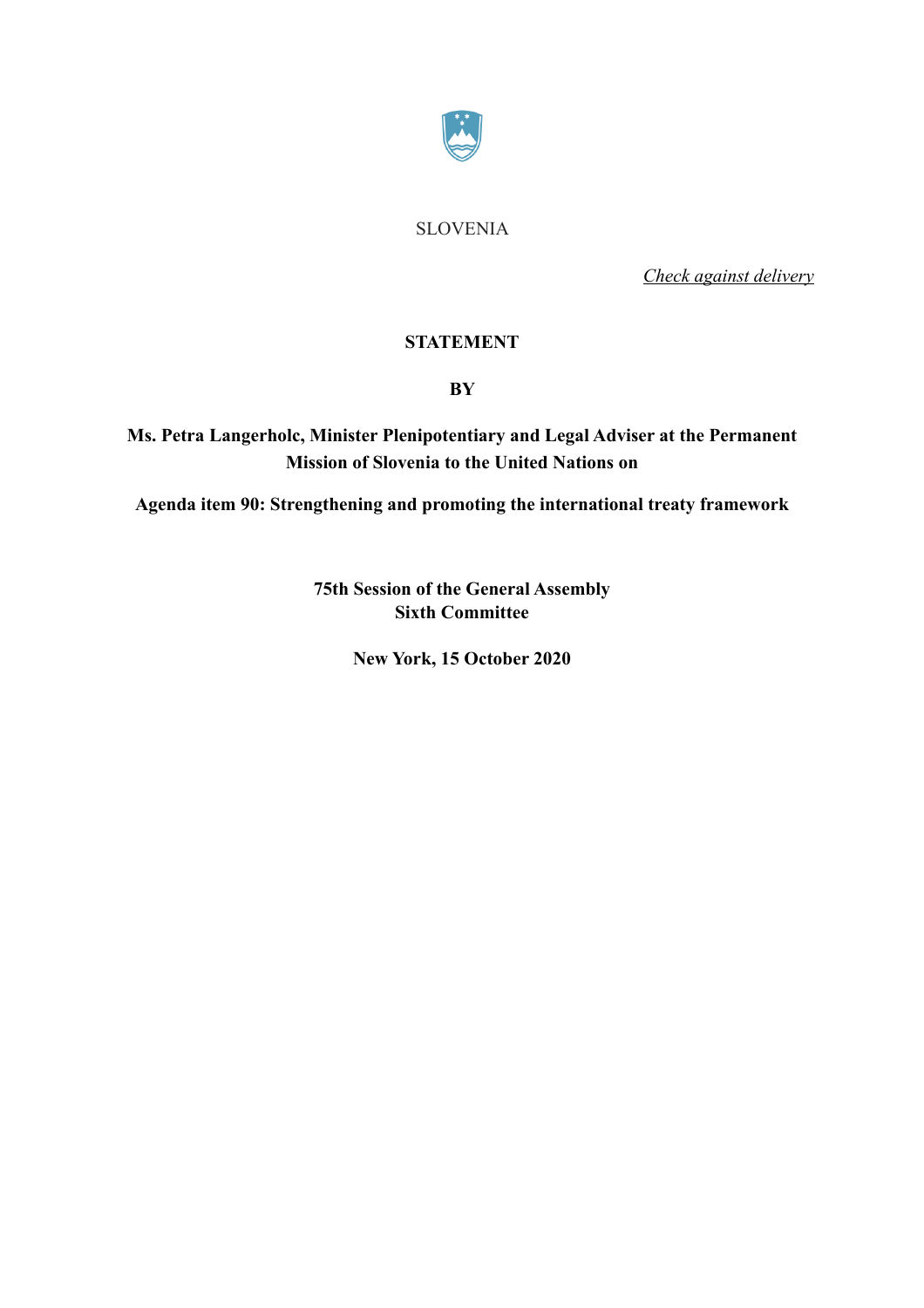SLOVENIA

*Check against delivery*

**STATEMENT**

**BY**

**Ms. Petra Langerholc, Minister Plenipotentiary and Legal Adviser at the Permanent Mission of Slovenia to the United Nations on**

**Agenda item 90: Strengthening and promoting the international treaty framework**

**75th Session of the General Assembly**
**Sixth Committee**

**New York, 15 October 2020**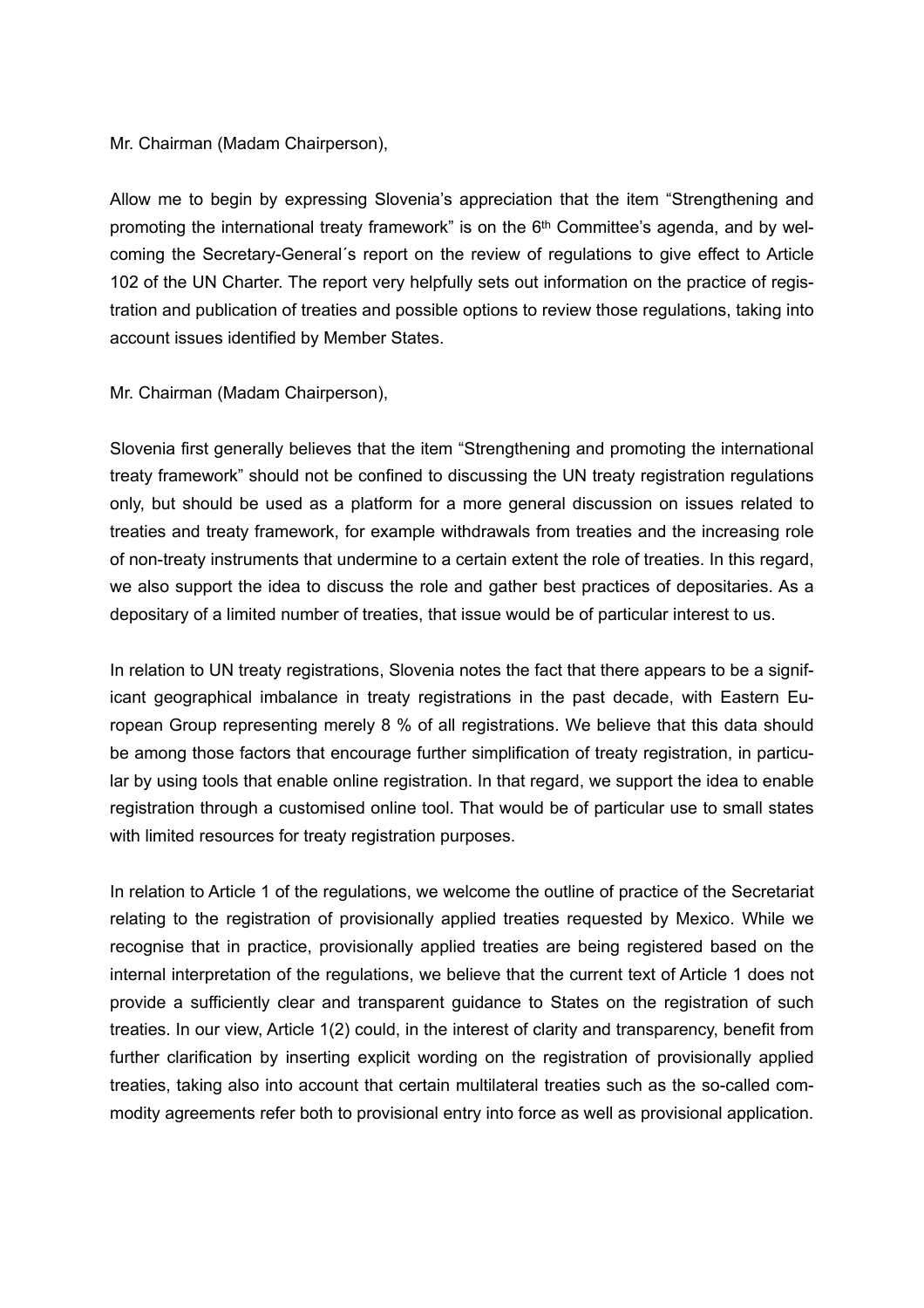Mr. Chairman (Madam Chairperson),

Allow me to begin by expressing Slovenia's appreciation that the item "Strengthening and promoting the international treaty framework" is on the 6th Committee's agenda, and by welcoming the Secretary-General´s report on the review of regulations to give effect to Article 102 of the UN Charter. The report very helpfully sets out information on the practice of registration and publication of treaties and possible options to review those regulations, taking into account issues identified by Member States.

Mr. Chairman (Madam Chairperson),

Slovenia first generally believes that the item "Strengthening and promoting the international treaty framework" should not be confined to discussing the UN treaty registration regulations only, but should be used as a platform for a more general discussion on issues related to treaties and treaty framework, for example withdrawals from treaties and the increasing role of non-treaty instruments that undermine to a certain extent the role of treaties. In this regard, we also support the idea to discuss the role and gather best practices of depositaries. As a depositary of a limited number of treaties, that issue would be of particular interest to us.

In relation to UN treaty registrations, Slovenia notes the fact that there appears to be a significant geographical imbalance in treaty registrations in the past decade, with Eastern European Group representing merely 8 % of all registrations. We believe that this data should be among those factors that encourage further simplification of treaty registration, in particular by using tools that enable online registration. In that regard, we support the idea to enable registration through a customised online tool. That would be of particular use to small states with limited resources for treaty registration purposes.

In relation to Article 1 of the regulations, we welcome the outline of practice of the Secretariat relating to the registration of provisionally applied treaties requested by Mexico. While we recognise that in practice, provisionally applied treaties are being registered based on the internal interpretation of the regulations, we believe that the current text of Article 1 does not provide a sufficiently clear and transparent guidance to States on the registration of such treaties. In our view, Article 1(2) could, in the interest of clarity and transparency, benefit from further clarification by inserting explicit wording on the registration of provisionally applied treaties, taking also into account that certain multilateral treaties such as the so-called commodity agreements refer both to provisional entry into force as well as provisional application.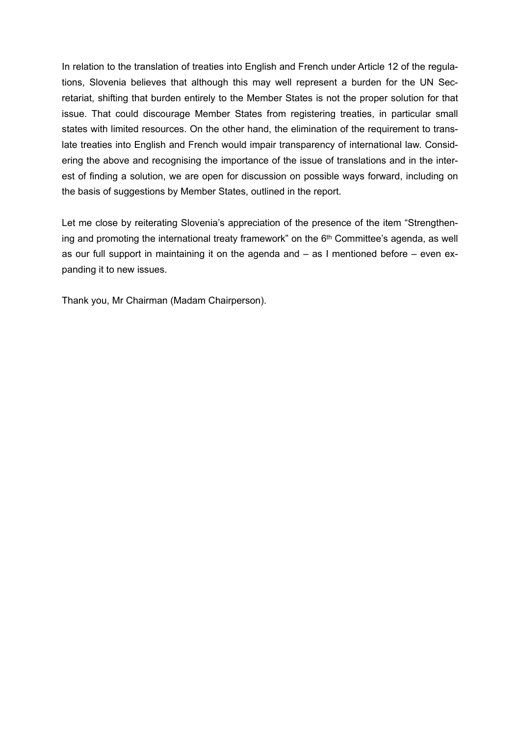In relation to the translation of treaties into English and French under Article 12 of the regulations, Slovenia believes that although this may well represent a burden for the UN Secretariat, shifting that burden entirely to the Member States is not the proper solution for that issue. That could discourage Member States from registering treaties, in particular small states with limited resources. On the other hand, the elimination of the requirement to translate treaties into English and French would impair transparency of international law. Considering the above and recognising the importance of the issue of translations and in the interest of finding a solution, we are open for discussion on possible ways forward, including on the basis of suggestions by Member States, outlined in the report.

Let me close by reiterating Slovenia's appreciation of the presence of the item "Strengthening and promoting the international treaty framework" on the 6th Committee's agenda, as well as our full support in maintaining it on the agenda and – as I mentioned before – even expanding it to new issues.

Thank you, Mr Chairman (Madam Chairperson).